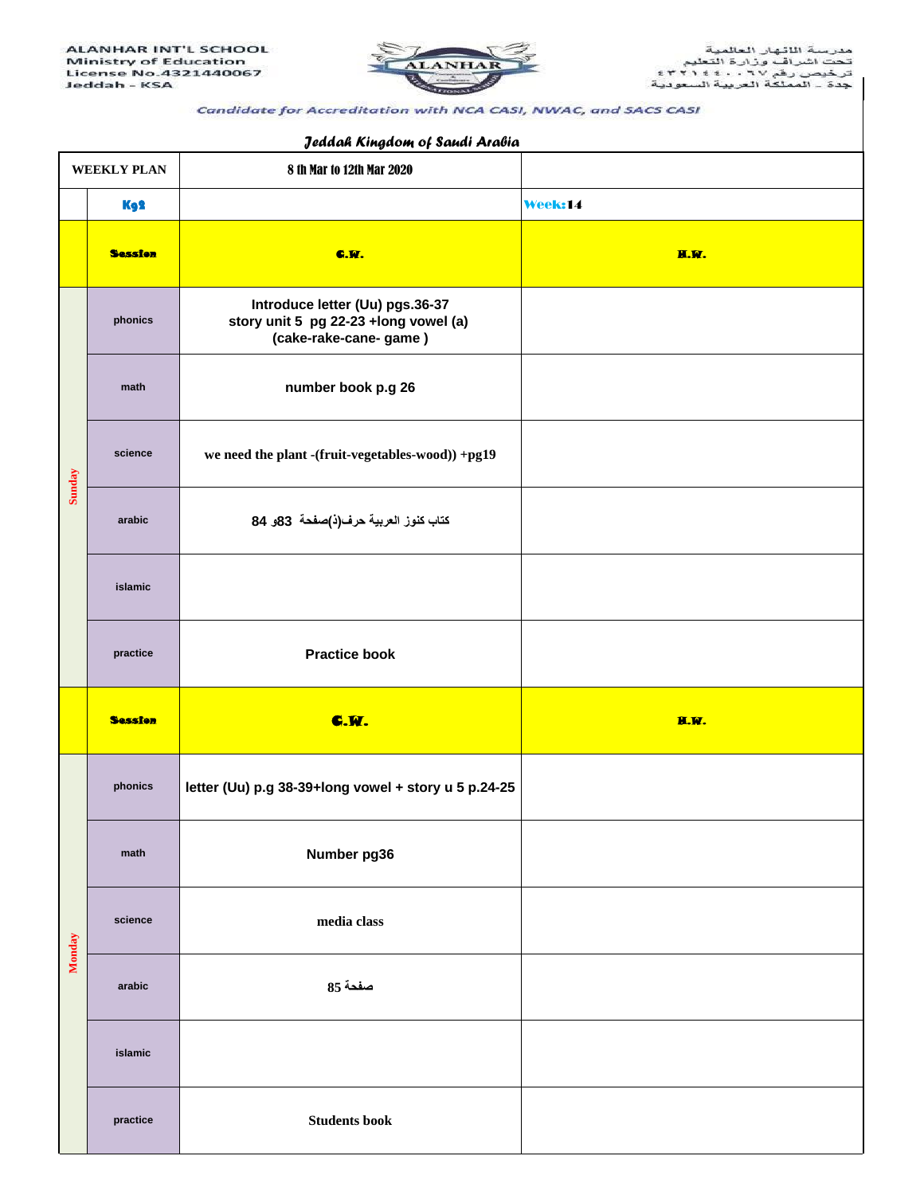ALANHAR INT'L SCHOOL
Ministry of Education
License No.4321440067
Jeddah - KSA

مدرسة الانهار العالمية
تحت اشراف وزارة التعليم
ترخيص رقم ٤٣٢١٤٤٠٠٦٧
جدة - المملكة العربية السعودية

*Candidate for Accreditation with NCA CASI, NWAC, and SACS CASI*

*Jeddah Kingdom of Saudi Arabia*

| WEEKLY PLAN | | 8 th Mar to 12th Mar 2020 | |
|---|---|---|---|
| | Kg2 | | Week:14 |
| | **Session** | **C.W.** | **H.W.** |
| Sunday | phonics | Introduce letter (Uu) pgs.36-37 story unit 5 pg 22-23 +long vowel (a) (cake-rake-cane- game ) | |
| | math | number book p.g 26 | |
| | science | we need the plant -(fruit-vegetables-wood)) +pg19 | |
| | arabic | كتاب كنوز العربية حرف(ذ)صفحة 83و 84 | |
| | islamic | | |
| | practice | Practice book | |
| | **Session** | **C.W.** | **H.W.** |
| Monday | phonics | letter (Uu) p.g 38-39+long vowel + story u 5 p.24-25 | |
| | math | Number pg36 | |
| | science | media class | |
| | arabic | صفحة 85 | |
| | islamic | | |
| | practice | Students book | |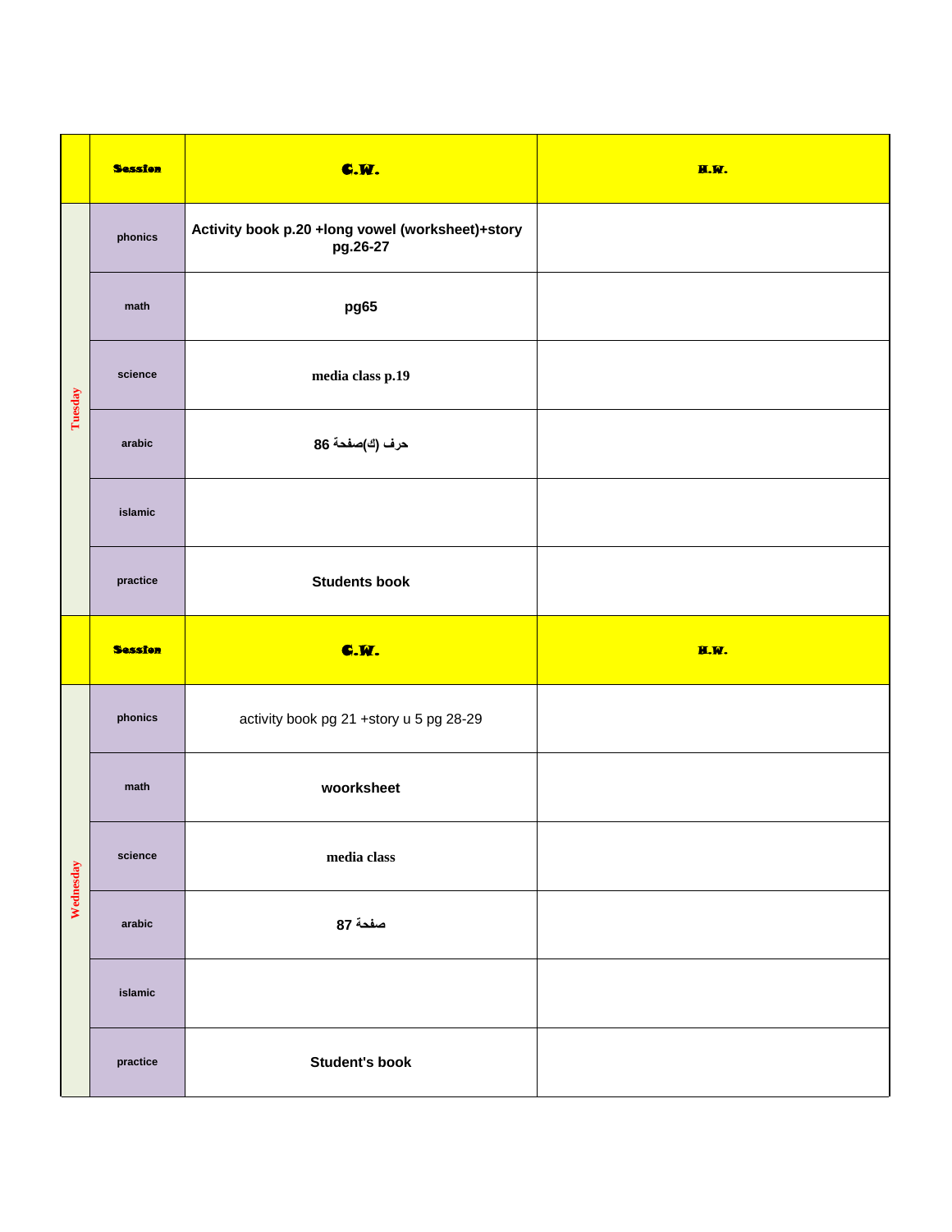|  | Session | C.W. | H.W. |
|---|---|---|---|
| Tuesday | phonics | **Activity book p.20 +long vowel (worksheet)+story pg.26-27** |  |
|  | math | **pg65** |  |
|  | science | **media class p.19** |  |
|  | arabic | **حرف (ك)صفحة 86** |  |
|  | islamic |  |  |
|  | practice | **Students book** |  |
|  | **Session** | **C.W.** | **H.W.** |
| Wednesday | phonics | activity book pg 21 +story u 5 pg 28-29 |  |
|  | math | **woorksheet** |  |
|  | science | **media class** |  |
|  | arabic | **صفحة 87** |  |
|  | islamic |  |  |
|  | practice | **Student's book** |  |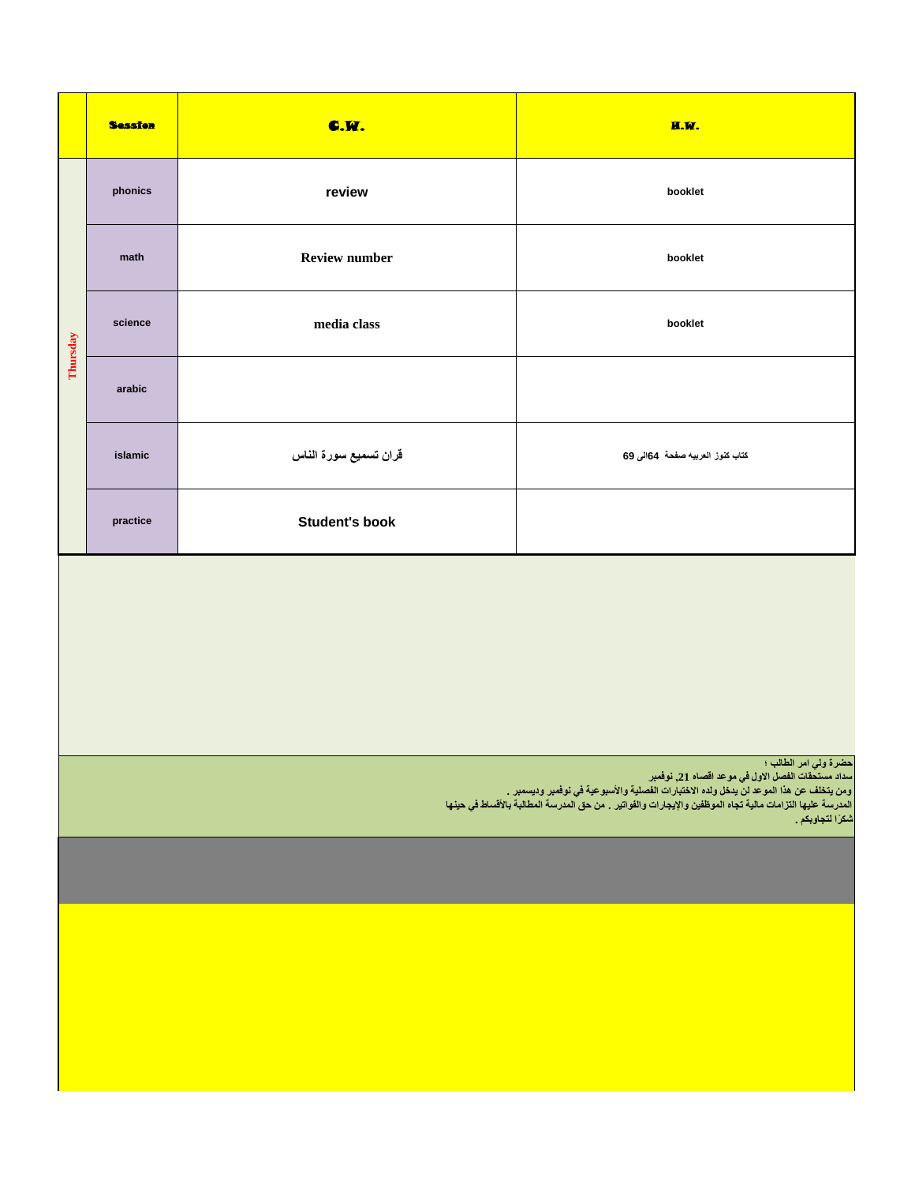| | Session | C.W. | H.W. |
|---|---|---|---|
| Thursday | phonics | review | booklet |
| | math | Review number | booklet |
| | science | media class | booklet |
| | arabic | | |
| | islamic | قران تسميع سورة الناس | كتاب كنوز العربيه صفحة 64الى 69 |
| | practice | Student's book | |

حضرة ولي امر الطالب ؛
سداد مستحقات الفصل الاول في موعد اقصاه 21, نوفمبر
ومن يتخلف عن هذا الموعد لن يدخل ولده الاختبارات الفصلية والأسبوعية في نوفمبر وديسمبر .
المدرسة عليها التزامات مالية تجاه الموظفين والإيجارات والفواتير . من حق المدرسة المطالبة بالأقساط في حينها
شكرًا لتجاوبكم .